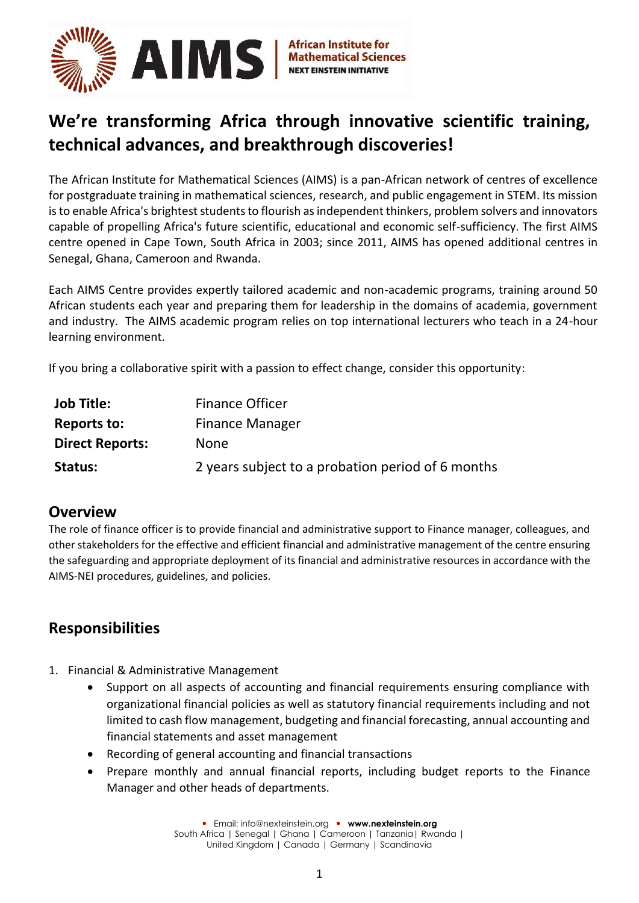AIMS | African Institute for Mathematical Sciences
NEXT EINSTEIN INITIATIVE

# We're transforming Africa through innovative scientific training, technical advances, and breakthrough discoveries!

The African Institute for Mathematical Sciences (AIMS) is a pan-African network of centres of excellence for postgraduate training in mathematical sciences, research, and public engagement in STEM. Its mission is to enable Africa's brightest students to flourish as independent thinkers, problem solvers and innovators capable of propelling Africa's future scientific, educational and economic self-sufficiency. The first AIMS centre opened in Cape Town, South Africa in 2003; since 2011, AIMS has opened additional centres in Senegal, Ghana, Cameroon and Rwanda.

Each AIMS Centre provides expertly tailored academic and non-academic programs, training around 50 African students each year and preparing them for leadership in the domains of academia, government and industry. The AIMS academic program relies on top international lecturers who teach in a 24-hour learning environment.

If you bring a collaborative spirit with a passion to effect change, consider this opportunity:

| | |
|---|---|
| **Job Title:** | Finance Officer |
| **Reports to:** | Finance Manager |
| **Direct Reports:** | None |
| **Status:** | 2 years subject to a probation period of 6 months |

## Overview

The role of finance officer is to provide financial and administrative support to Finance manager, colleagues, and other stakeholders for the effective and efficient financial and administrative management of the centre ensuring the safeguarding and appropriate deployment of its financial and administrative resources in accordance with the AIMS-NEI procedures, guidelines, and policies.

## Responsibilities

1. Financial & Administrative Management
   - Support on all aspects of accounting and financial requirements ensuring compliance with organizational financial policies as well as statutory financial requirements including and not limited to cash flow management, budgeting and financial forecasting, annual accounting and financial statements and asset management
   - Recording of general accounting and financial transactions
   - Prepare monthly and annual financial reports, including budget reports to the Finance Manager and other heads of departments.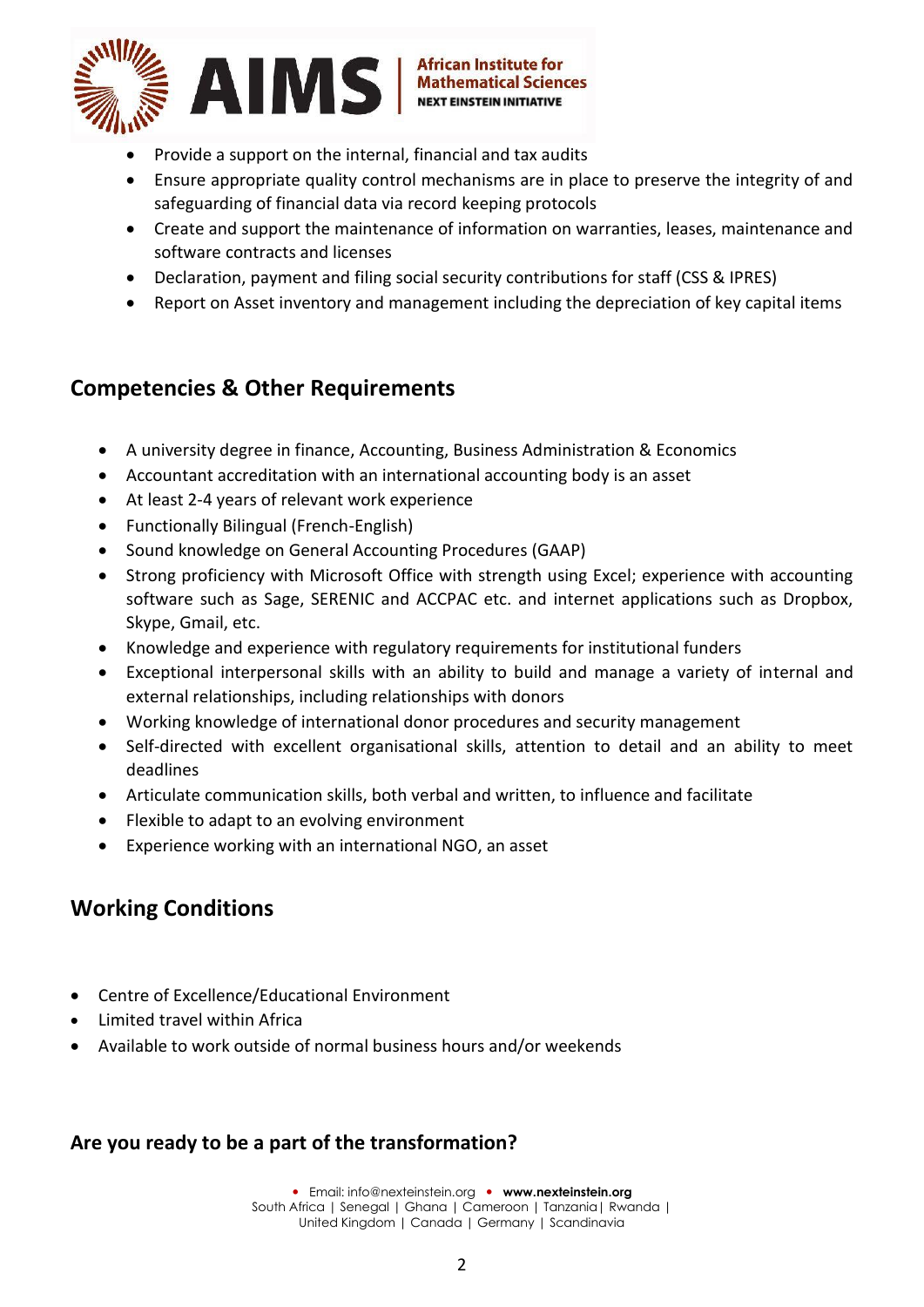- Provide a support on the internal, financial and tax audits
- Ensure appropriate quality control mechanisms are in place to preserve the integrity of and safeguarding of financial data via record keeping protocols
- Create and support the maintenance of information on warranties, leases, maintenance and software contracts and licenses
- Declaration, payment and filing social security contributions for staff (CSS & IPRES)
- Report on Asset inventory and management including the depreciation of key capital items

## Competencies & Other Requirements

- A university degree in finance, Accounting, Business Administration & Economics
- Accountant accreditation with an international accounting body is an asset
- At least 2-4 years of relevant work experience
- Functionally Bilingual (French-English)
- Sound knowledge on General Accounting Procedures (GAAP)
- Strong proficiency with Microsoft Office with strength using Excel; experience with accounting software such as Sage, SERENIC and ACCPAC etc. and internet applications such as Dropbox, Skype, Gmail, etc.
- Knowledge and experience with regulatory requirements for institutional funders
- Exceptional interpersonal skills with an ability to build and manage a variety of internal and external relationships, including relationships with donors
- Working knowledge of international donor procedures and security management
- Self-directed with excellent organisational skills, attention to detail and an ability to meet deadlines
- Articulate communication skills, both verbal and written, to influence and facilitate
- Flexible to adapt to an evolving environment
- Experience working with an international NGO, an asset

## Working Conditions

- Centre of Excellence/Educational Environment
- Limited travel within Africa
- Available to work outside of normal business hours and/or weekends

### Are you ready to be a part of the transformation?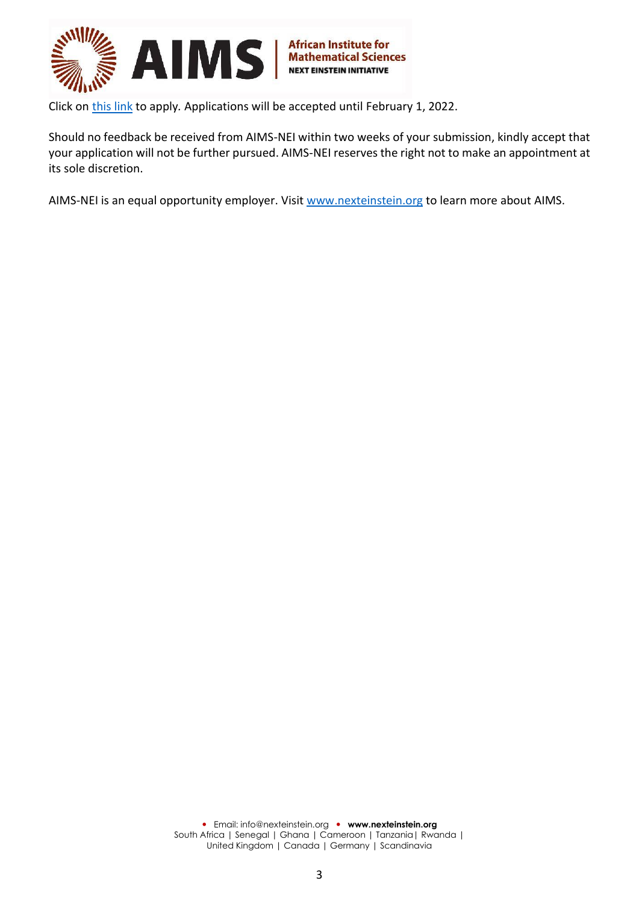Click on [this link](this link) to apply. Applications will be accepted until February 1, 2022.

Should no feedback be received from AIMS-NEI within two weeks of your submission, kindly accept that your application will not be further pursued. AIMS-NEI reserves the right not to make an appointment at its sole discretion.

AIMS-NEI is an equal opportunity employer. Visit [www.nexteinstein.org](www.nexteinstein.org) to learn more about AIMS.